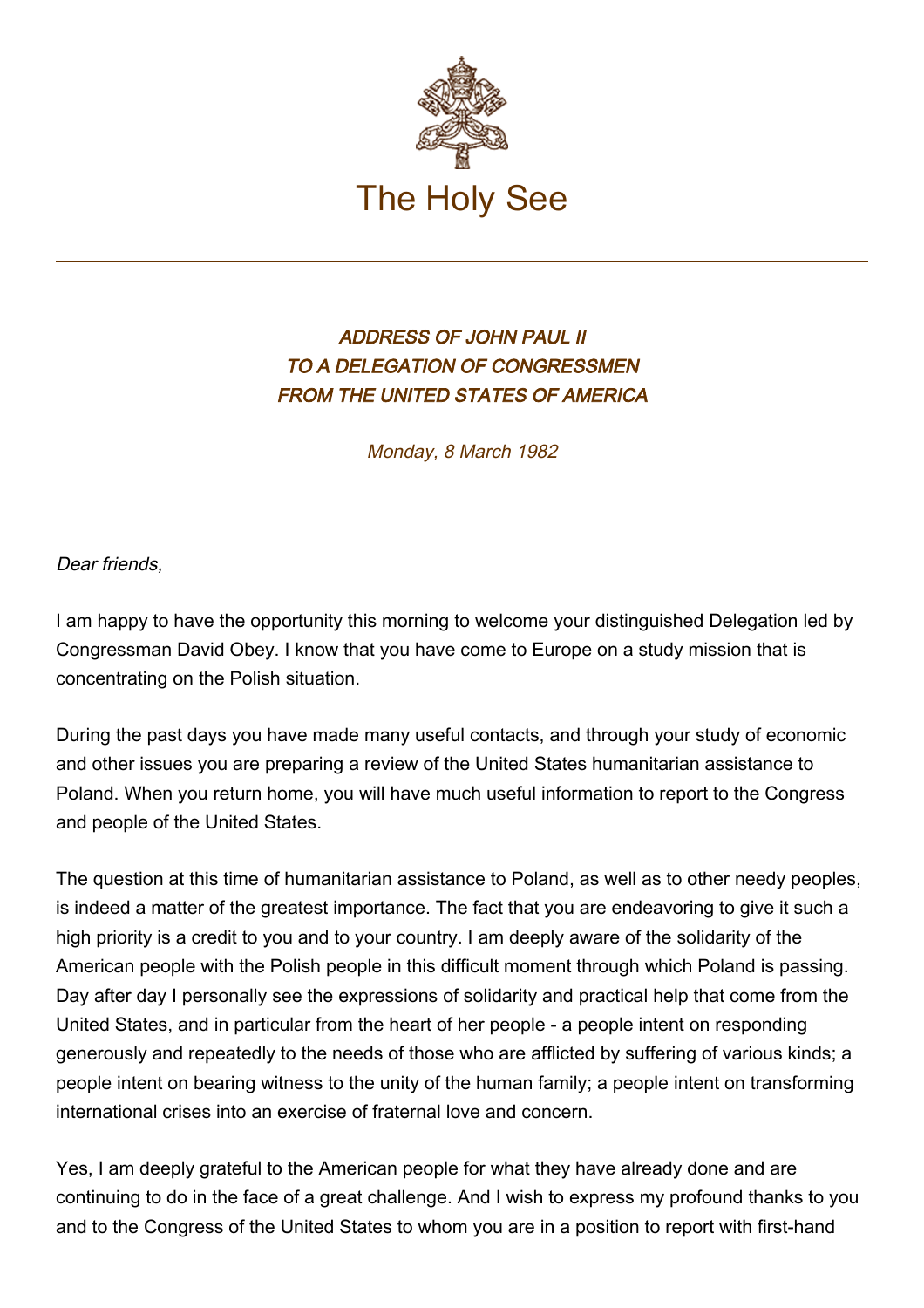# The Holy See

*ADDRESS OF JOHN PAUL II*
*TO A DELEGATION OF CONGRESSMEN*
*FROM THE UNITED STATES OF AMERICA*

*Monday, 8 March 1982*

*Dear friends,*

I am happy to have the opportunity this morning to welcome your distinguished Delegation led by Congressman David Obey. I know that you have come to Europe on a study mission that is concentrating on the Polish situation.

During the past days you have made many useful contacts, and through your study of economic and other issues you are preparing a review of the United States humanitarian assistance to Poland. When you return home, you will have much useful information to report to the Congress and people of the United States.

The question at this time of humanitarian assistance to Poland, as well as to other needy peoples, is indeed a matter of the greatest importance. The fact that you are endeavoring to give it such a high priority is a credit to you and to your country. I am deeply aware of the solidarity of the American people with the Polish people in this difficult moment through which Poland is passing. Day after day I personally see the expressions of solidarity and practical help that come from the United States, and in particular from the heart of her people - a people intent on responding generously and repeatedly to the needs of those who are afflicted by suffering of various kinds; a people intent on bearing witness to the unity of the human family; a people intent on transforming international crises into an exercise of fraternal love and concern.

Yes, I am deeply grateful to the American people for what they have already done and are continuing to do in the face of a great challenge. And I wish to express my profound thanks to you and to the Congress of the United States to whom you are in a position to report with first-hand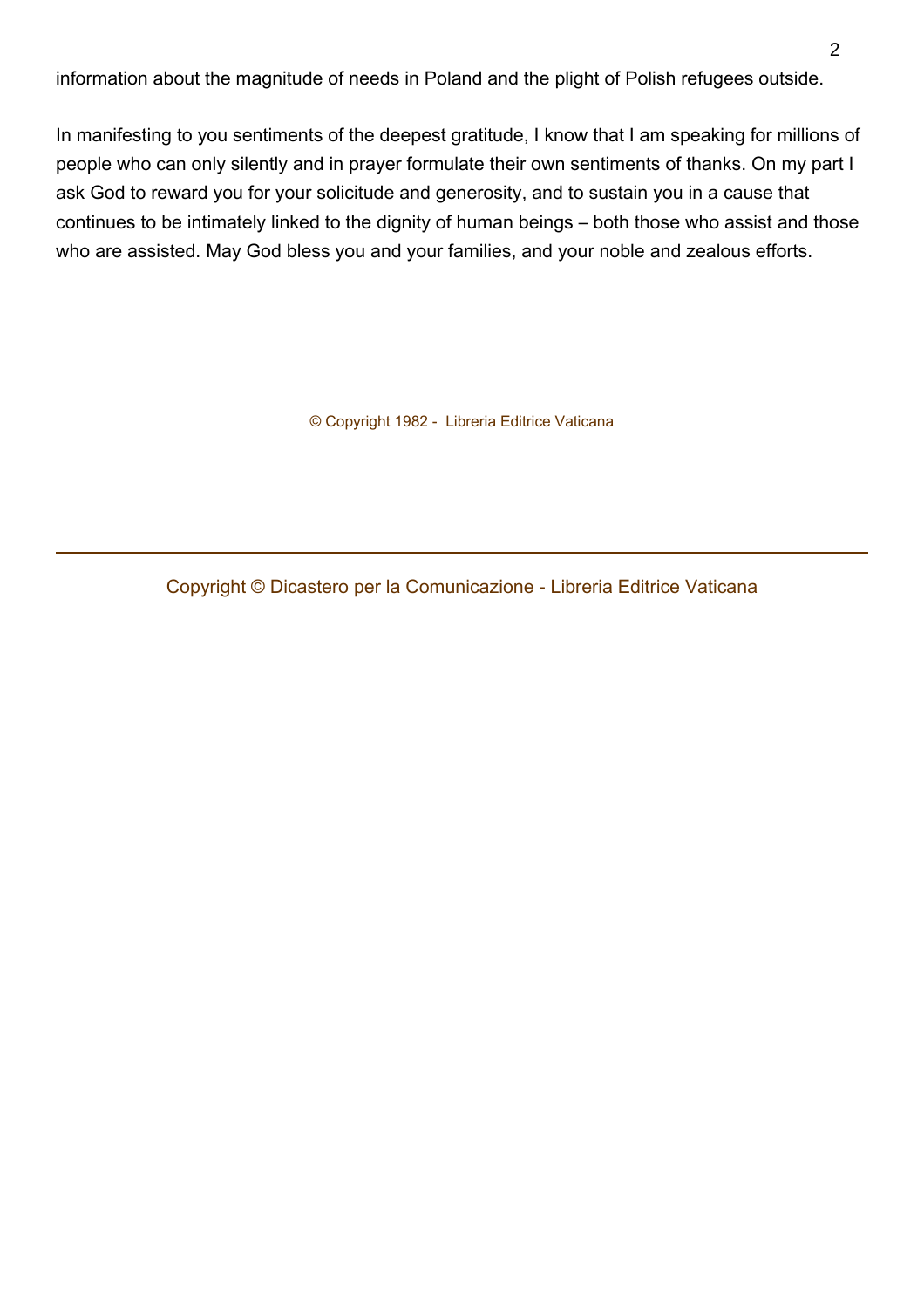information about the magnitude of needs in Poland and the plight of Polish refugees outside.

In manifesting to you sentiments of the deepest gratitude, I know that I am speaking for millions of people who can only silently and in prayer formulate their own sentiments of thanks. On my part I ask God to reward you for your solicitude and generosity, and to sustain you in a cause that continues to be intimately linked to the dignity of human beings – both those who assist and those who are assisted. May God bless you and your families, and your noble and zealous efforts.

© Copyright 1982 - Libreria Editrice Vaticana

---

Copyright © Dicastero per la Comunicazione - Libreria Editrice Vaticana